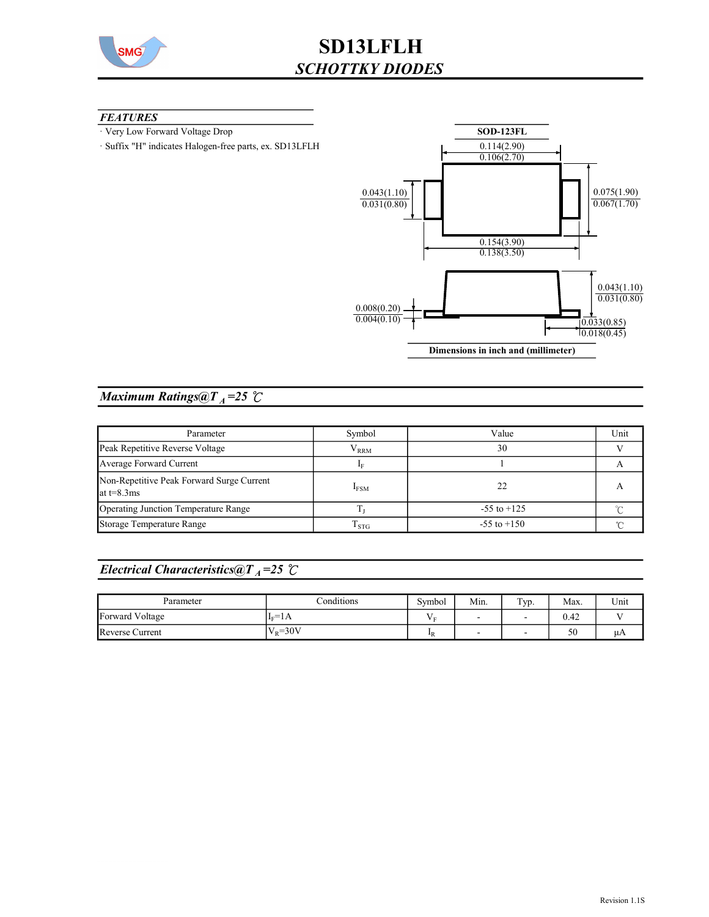# SD13LFLH

## *SCHOTTKY DIODES*

### *FEATURES*

- Very Low Forward Voltage Drop
- Suffix "H" indicates Halogen-free parts, ex. SD13LFLH

**SOD-123FL**

0.114(2.90)
0.106(2.70)

0.043(1.10)
0.031(0.80)

0.075(1.90)
0.067(1.70)

0.154(3.90)
0.138(3.50)

0.043(1.10)
0.031(0.80)

0.008(0.20)
0.004(0.10)

0.033(0.85)
0.018(0.45)

**Dimensions in inch and (millimeter)**

### *Maximum Ratings@$T_A$=25 ℃*

| Parameter | Symbol | Value | Unit |
|---|---|---|---|
| Peak Repetitive Reverse Voltage | $V_{RRM}$ | 30 | V |
| Average Forward Current | $I_F$ | 1 | A |
| Non-Repetitive Peak Forward Surge Current at t=8.3ms | $I_{FSM}$ | 22 | A |
| Operating Junction Temperature Range | $T_J$ | -55 to +125 | ℃ |
| Storage Temperature Range | $T_{STG}$ | -55 to +150 | ℃ |

### *Electrical Characteristics@$T_A$=25 ℃*

| Parameter | Conditions | Symbol | Min. | Typ. | Max. | Unit |
|---|---|---|---|---|---|---|
| Forward Voltage | $I_F$=1A | $V_F$ | - | - | 0.42 | V |
| Reverse Current | $V_R$=30V | $I_R$ | - | - | 50 | μA |

Revision 1.1S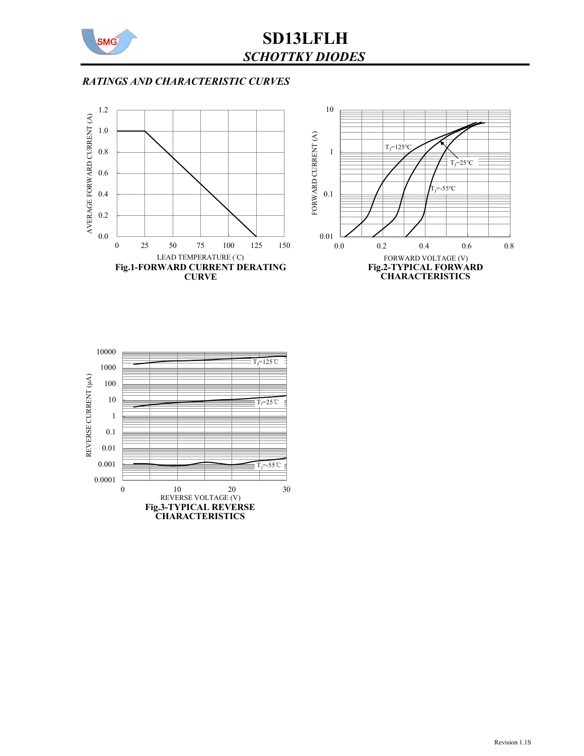## RATINGS AND CHARACTERISTIC CURVES

**Fig.1-FORWARD CURRENT DERATING CURVE**

**Fig.2-TYPICAL FORWARD CHARACTERISTICS**

**Fig.3-TYPICAL REVERSE CHARACTERISTICS**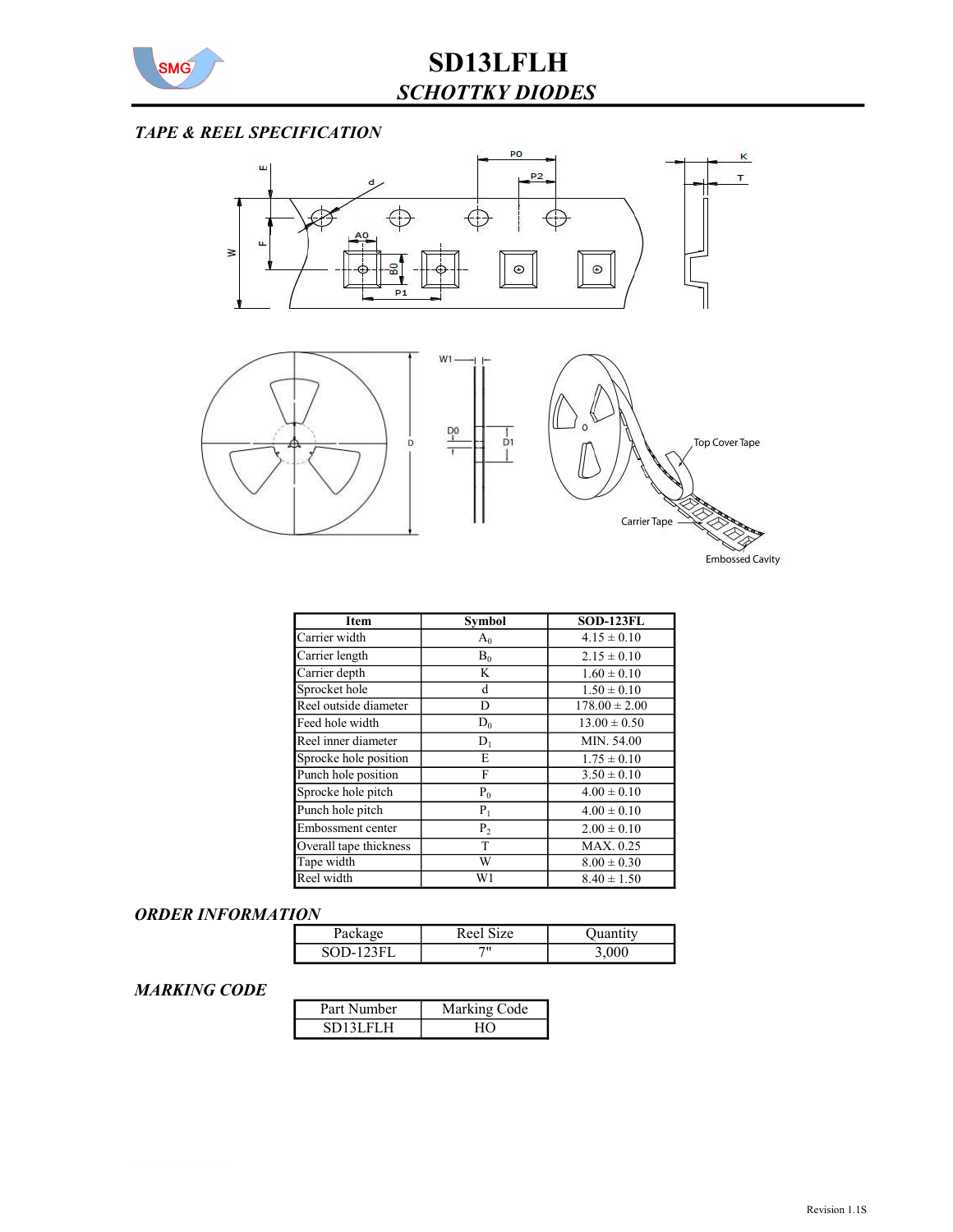# SD13LFLH

## SCHOTTKY DIODES

### TAPE & REEL SPECIFICATION

| Item | Symbol | SOD-123FL |
|---|---|---|
| Carrier width | $A_0$ | 4.15 ± 0.10 |
| Carrier length | $B_0$ | 2.15 ± 0.10 |
| Carrier depth | K | 1.60 ± 0.10 |
| Sprocket hole | d | 1.50 ± 0.10 |
| Reel outside diameter | D | 178.00 ± 2.00 |
| Feed hole width | $D_0$ | 13.00 ± 0.50 |
| Reel inner diameter | $D_1$ | MIN. 54.00 |
| Sprocke hole position | E | 1.75 ± 0.10 |
| Punch hole position | F | 3.50 ± 0.10 |
| Sprocke hole pitch | $P_0$ | 4.00 ± 0.10 |
| Punch hole pitch | $P_1$ | 4.00 ± 0.10 |
| Embossment center | $P_2$ | 2.00 ± 0.10 |
| Overall tape thickness | T | MAX. 0.25 |
| Tape width | W | 8.00 ± 0.30 |
| Reel width | W1 | 8.40 ± 1.50 |

### ORDER INFORMATION

| Package | Reel Size | Quantity |
|---|---|---|
| SOD-123FL | 7" | 3,000 |

### MARKING CODE

| Part Number | Marking Code |
|---|---|
| SD13LFLH | HO |

Revision 1.1S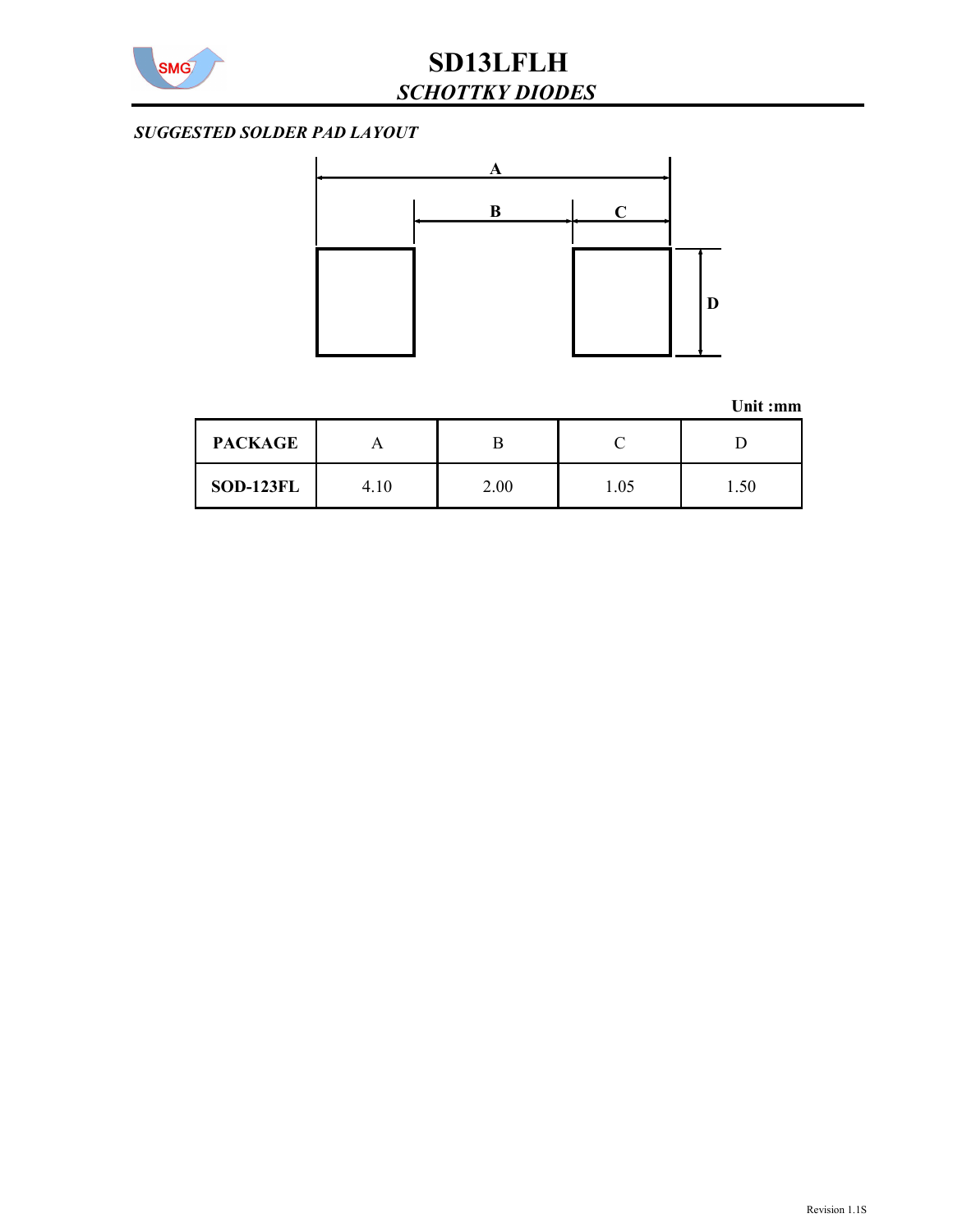*SUGGESTED SOLDER PAD LAYOUT*

A

B

C

D

**Unit :mm**

| PACKAGE | A | B | C | D |
|---|---|---|---|---|
| **SOD-123FL** | 4.10 | 2.00 | 1.05 | 1.50 |

Revision 1.1S